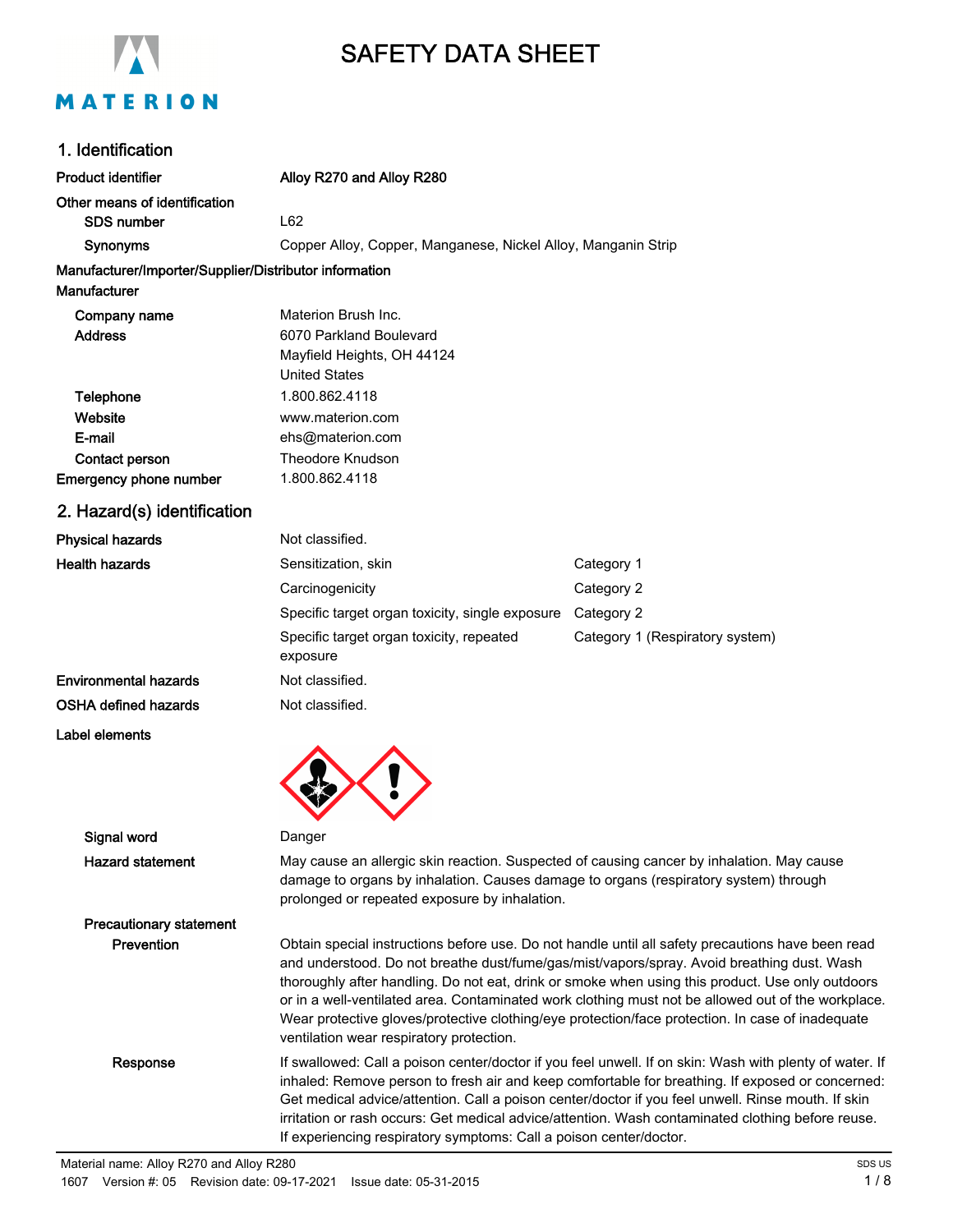# SAFETY DATA SHEET

## 1. Identification

**Product identifier** **Alloy R270 and Alloy R280**

**Other means of identification**

| | |
|---|---|
| **SDS number** | L62 |
| **Synonyms** | Copper Alloy, Copper, Manganese, Nickel Alloy, Manganin Strip |

**Manufacturer/Importer/Supplier/Distributor information**

**Manufacturer**

| | |
|---|---|
| **Company name** | Materion Brush Inc. |
| **Address** | 6070 Parkland Boulevard<br>Mayfield Heights, OH 44124<br>United States |
| **Telephone** | 1.800.862.4118 |
| **Website** | www.materion.com |
| **E-mail** | ehs@materion.com |
| **Contact person** | Theodore Knudson |
| **Emergency phone number** | 1.800.862.4118 |

## 2. Hazard(s) identification

| | | |
|---|---|---|
| **Physical hazards** | Not classified. | |
| **Health hazards** | Sensitization, skin | Category 1 |
| | Carcinogenicity | Category 2 |
| | Specific target organ toxicity, single exposure | Category 2 |
| | Specific target organ toxicity, repeated exposure | Category 1 (Respiratory system) |
| **Environmental hazards** | Not classified. | |
| **OSHA defined hazards** | Not classified. | |

**Label elements**

**Signal word** Danger

**Hazard statement** May cause an allergic skin reaction. Suspected of causing cancer by inhalation. May cause damage to organs by inhalation. Causes damage to organs (respiratory system) through prolonged or repeated exposure by inhalation.

**Precautionary statement**

**Prevention** Obtain special instructions before use. Do not handle until all safety precautions have been read and understood. Do not breathe dust/fume/gas/mist/vapors/spray. Avoid breathing dust. Wash thoroughly after handling. Do not eat, drink or smoke when using this product. Use only outdoors or in a well-ventilated area. Contaminated work clothing must not be allowed out of the workplace. Wear protective gloves/protective clothing/eye protection/face protection. In case of inadequate ventilation wear respiratory protection.

**Response** If swallowed: Call a poison center/doctor if you feel unwell. If on skin: Wash with plenty of water. If inhaled: Remove person to fresh air and keep comfortable for breathing. If exposed or concerned: Get medical advice/attention. Call a poison center/doctor if you feel unwell. Rinse mouth. If skin irritation or rash occurs: Get medical advice/attention. Wash contaminated clothing before reuse. If experiencing respiratory symptoms: Call a poison center/doctor.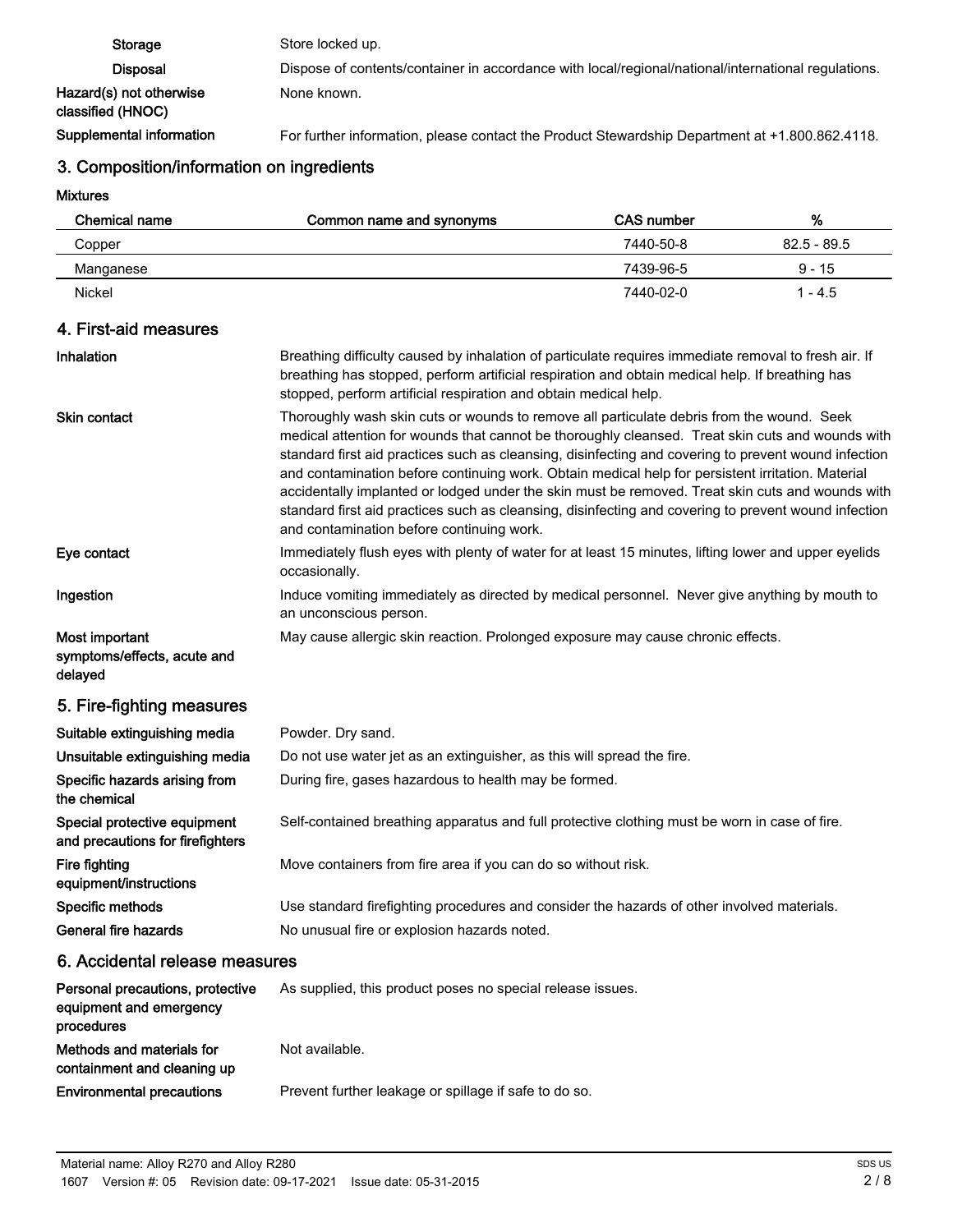| | |
|---|---|
| **Storage** | Store locked up. |
| **Disposal** | Dispose of contents/container in accordance with local/regional/national/international regulations. |
| **Hazard(s) not otherwise classified (HNOC)** | None known. |
| **Supplemental information** | For further information, please contact the Product Stewardship Department at +1.800.862.4118. |

## 3. Composition/information on ingredients

**Mixtures**

| Chemical name | Common name and synonyms | CAS number | % |
|---|---|---|---|
| Copper | | 7440-50-8 | 82.5 - 89.5 |
| Manganese | | 7439-96-5 | 9 - 15 |
| Nickel | | 7440-02-0 | 1 - 4.5 |

## 4. First-aid measures

| | |
|---|---|
| **Inhalation** | Breathing difficulty caused by inhalation of particulate requires immediate removal to fresh air. If breathing has stopped, perform artificial respiration and obtain medical help. If breathing has stopped, perform artificial respiration and obtain medical help. |
| **Skin contact** | Thoroughly wash skin cuts or wounds to remove all particulate debris from the wound. Seek medical attention for wounds that cannot be thoroughly cleansed. Treat skin cuts and wounds with standard first aid practices such as cleansing, disinfecting and covering to prevent wound infection and contamination before continuing work. Obtain medical help for persistent irritation. Material accidentally implanted or lodged under the skin must be removed. Treat skin cuts and wounds with standard first aid practices such as cleansing, disinfecting and covering to prevent wound infection and contamination before continuing work. |
| **Eye contact** | Immediately flush eyes with plenty of water for at least 15 minutes, lifting lower and upper eyelids occasionally. |
| **Ingestion** | Induce vomiting immediately as directed by medical personnel. Never give anything by mouth to an unconscious person. |
| **Most important symptoms/effects, acute and delayed** | May cause allergic skin reaction. Prolonged exposure may cause chronic effects. |

## 5. Fire-fighting measures

| | |
|---|---|
| **Suitable extinguishing media** | Powder. Dry sand. |
| **Unsuitable extinguishing media** | Do not use water jet as an extinguisher, as this will spread the fire. |
| **Specific hazards arising from the chemical** | During fire, gases hazardous to health may be formed. |
| **Special protective equipment and precautions for firefighters** | Self-contained breathing apparatus and full protective clothing must be worn in case of fire. |
| **Fire fighting equipment/instructions** | Move containers from fire area if you can do so without risk. |
| **Specific methods** | Use standard firefighting procedures and consider the hazards of other involved materials. |
| **General fire hazards** | No unusual fire or explosion hazards noted. |

## 6. Accidental release measures

| | |
|---|---|
| **Personal precautions, protective equipment and emergency procedures** | As supplied, this product poses no special release issues. |
| **Methods and materials for containment and cleaning up** | Not available. |
| **Environmental precautions** | Prevent further leakage or spillage if safe to do so. |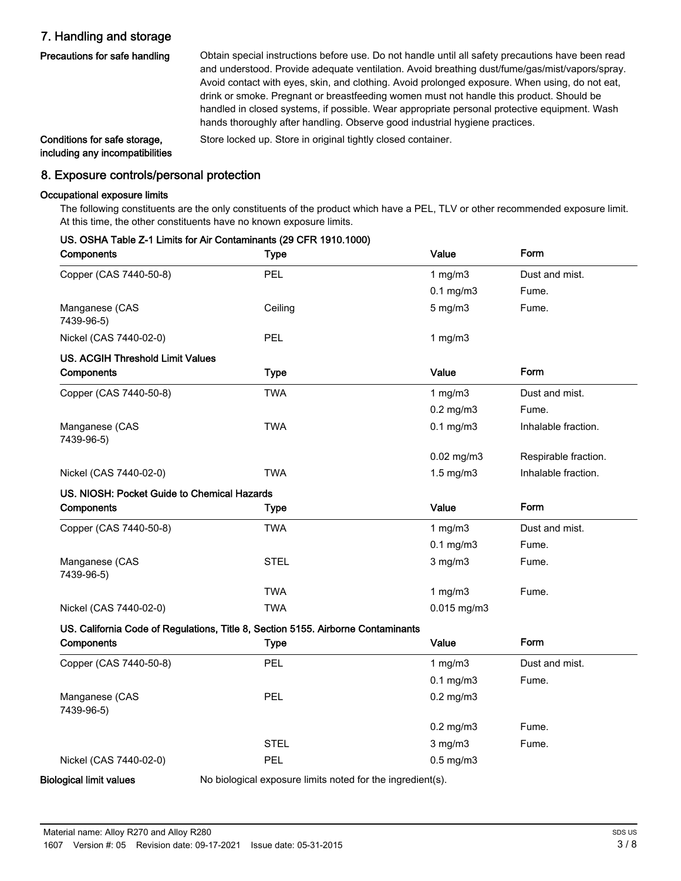## 7. Handling and storage

**Precautions for safe handling**

Obtain special instructions before use. Do not handle until all safety precautions have been read and understood. Provide adequate ventilation. Avoid breathing dust/fume/gas/mist/vapors/spray. Avoid contact with eyes, skin, and clothing. Avoid prolonged exposure. When using, do not eat, drink or smoke. Pregnant or breastfeeding women must not handle this product. Should be handled in closed systems, if possible. Wear appropriate personal protective equipment. Wash hands thoroughly after handling. Observe good industrial hygiene practices.

**Conditions for safe storage, including any incompatibilities**

Store locked up. Store in original tightly closed container.

## 8. Exposure controls/personal protection

### Occupational exposure limits

The following constituents are the only constituents of the product which have a PEL, TLV or other recommended exposure limit. At this time, the other constituents have no known exposure limits.

**US. OSHA Table Z-1 Limits for Air Contaminants (29 CFR 1910.1000)**

| Components | Type | Value | Form |
|---|---|---|---|
| Copper (CAS 7440-50-8) | PEL | 1 mg/m3 | Dust and mist. |
| | | 0.1 mg/m3 | Fume. |
| Manganese (CAS 7439-96-5) | Ceiling | 5 mg/m3 | Fume. |
| Nickel (CAS 7440-02-0) | PEL | 1 mg/m3 | |

**US. ACGIH Threshold Limit Values**

| Components | Type | Value | Form |
|---|---|---|---|
| Copper (CAS 7440-50-8) | TWA | 1 mg/m3 | Dust and mist. |
| | | 0.2 mg/m3 | Fume. |
| Manganese (CAS 7439-96-5) | TWA | 0.1 mg/m3 | Inhalable fraction. |
| | | 0.02 mg/m3 | Respirable fraction. |
| Nickel (CAS 7440-02-0) | TWA | 1.5 mg/m3 | Inhalable fraction. |

**US. NIOSH: Pocket Guide to Chemical Hazards**

| Components | Type | Value | Form |
|---|---|---|---|
| Copper (CAS 7440-50-8) | TWA | 1 mg/m3 | Dust and mist. |
| | | 0.1 mg/m3 | Fume. |
| Manganese (CAS 7439-96-5) | STEL | 3 mg/m3 | Fume. |
| | TWA | 1 mg/m3 | Fume. |
| Nickel (CAS 7440-02-0) | TWA | 0.015 mg/m3 | |

**US. California Code of Regulations, Title 8, Section 5155. Airborne Contaminants**

| Components | Type | Value | Form |
|---|---|---|---|
| Copper (CAS 7440-50-8) | PEL | 1 mg/m3 | Dust and mist. |
| | | 0.1 mg/m3 | Fume. |
| Manganese (CAS 7439-96-5) | PEL | 0.2 mg/m3 | |
| | | 0.2 mg/m3 | Fume. |
| | STEL | 3 mg/m3 | Fume. |
| Nickel (CAS 7440-02-0) | PEL | 0.5 mg/m3 | |

**Biological limit values**

No biological exposure limits noted for the ingredient(s).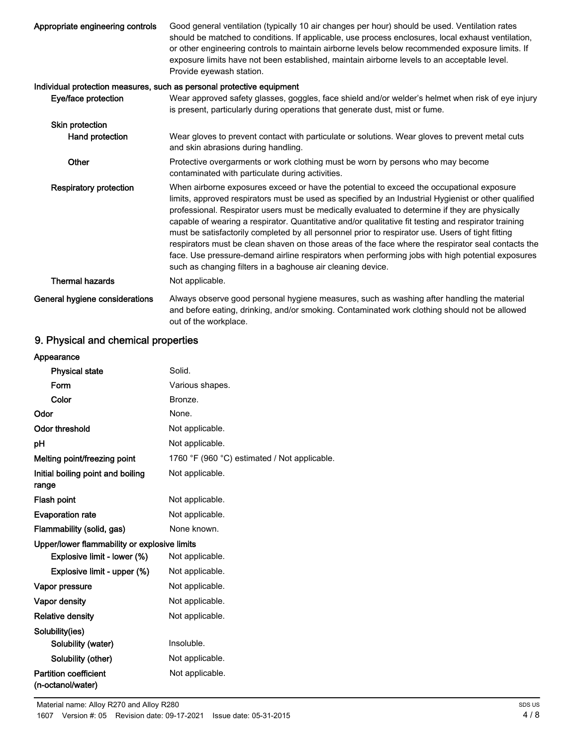| | |
|---|---|
| **Appropriate engineering controls** | Good general ventilation (typically 10 air changes per hour) should be used. Ventilation rates should be matched to conditions. If applicable, use process enclosures, local exhaust ventilation, or other engineering controls to maintain airborne levels below recommended exposure limits. If exposure limits have not been established, maintain airborne levels to an acceptable level. Provide eyewash station. |

**Individual protection measures, such as personal protective equipment**

| | |
|---|---|
| **Eye/face protection** | Wear approved safety glasses, goggles, face shield and/or welder's helmet when risk of eye injury is present, particularly during operations that generate dust, mist or fume. |
| **Skin protection** | |
| **Hand protection** | Wear gloves to prevent contact with particulate or solutions. Wear gloves to prevent metal cuts and skin abrasions during handling. |
| **Other** | Protective overgarments or work clothing must be worn by persons who may become contaminated with particulate during activities. |
| **Respiratory protection** | When airborne exposures exceed or have the potential to exceed the occupational exposure limits, approved respirators must be used as specified by an Industrial Hygienist or other qualified professional. Respirator users must be medically evaluated to determine if they are physically capable of wearing a respirator. Quantitative and/or qualitative fit testing and respirator training must be satisfactorily completed by all personnel prior to respirator use. Users of tight fitting respirators must be clean shaven on those areas of the face where the respirator seal contacts the face. Use pressure-demand airline respirators when performing jobs with high potential exposures such as changing filters in a baghouse air cleaning device. |
| **Thermal hazards** | Not applicable. |
| **General hygiene considerations** | Always observe good personal hygiene measures, such as washing after handling the material and before eating, drinking, and/or smoking. Contaminated work clothing should not be allowed out of the workplace. |

## 9. Physical and chemical properties

| | |
|---|---|
| **Appearance** | |
| **Physical state** | Solid. |
| **Form** | Various shapes. |
| **Color** | Bronze. |
| **Odor** | None. |
| **Odor threshold** | Not applicable. |
| **pH** | Not applicable. |
| **Melting point/freezing point** | 1760 °F (960 °C) estimated / Not applicable. |
| **Initial boiling point and boiling range** | Not applicable. |
| **Flash point** | Not applicable. |
| **Evaporation rate** | Not applicable. |
| **Flammability (solid, gas)** | None known. |
| **Upper/lower flammability or explosive limits** | |
| **Explosive limit - lower (%)** | Not applicable. |
| **Explosive limit - upper (%)** | Not applicable. |
| **Vapor pressure** | Not applicable. |
| **Vapor density** | Not applicable. |
| **Relative density** | Not applicable. |
| **Solubility(ies)** | |
| **Solubility (water)** | Insoluble. |
| **Solubility (other)** | Not applicable. |
| **Partition coefficient (n-octanol/water)** | Not applicable. |

Material name: Alloy R270 and Alloy R280

1607 Version #: 05 Revision date: 09-17-2021 Issue date: 05-31-2015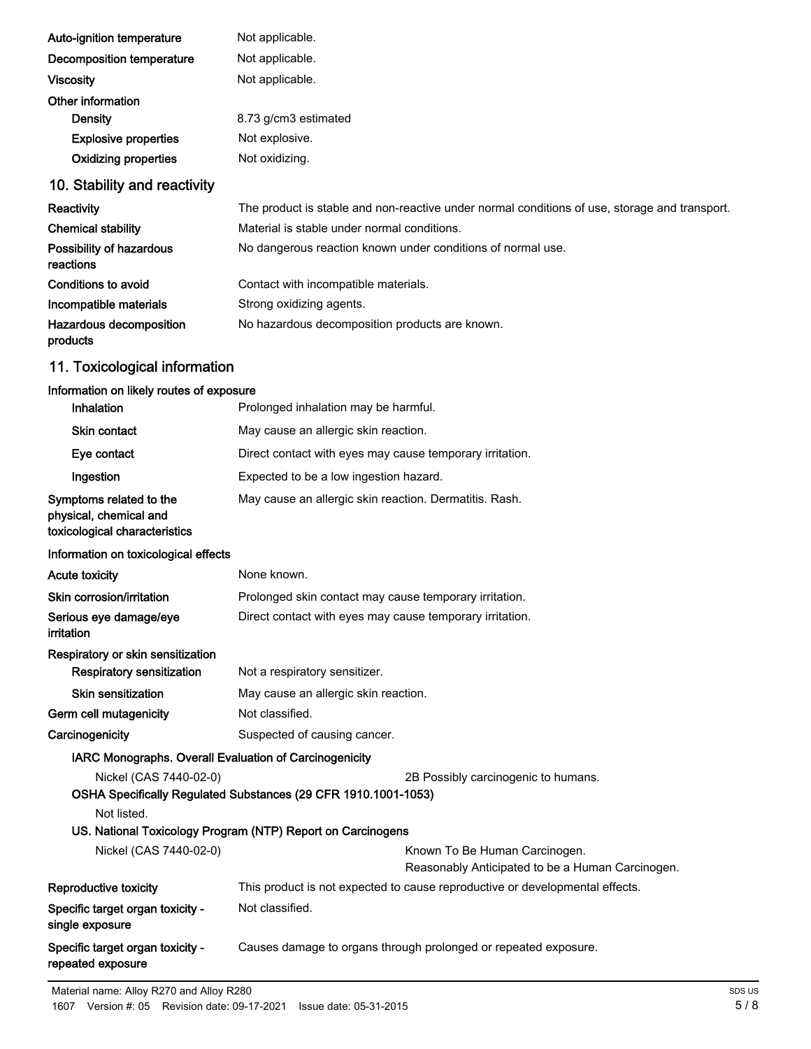| | |
|---|---|
| **Auto-ignition temperature** | Not applicable. |
| **Decomposition temperature** | Not applicable. |
| **Viscosity** | Not applicable. |
| **Other information** | |
| **Density** | 8.73 g/cm3 estimated |
| **Explosive properties** | Not explosive. |
| **Oxidizing properties** | Not oxidizing. |

## 10. Stability and reactivity

| | |
|---|---|
| **Reactivity** | The product is stable and non-reactive under normal conditions of use, storage and transport. |
| **Chemical stability** | Material is stable under normal conditions. |
| **Possibility of hazardous reactions** | No dangerous reaction known under conditions of normal use. |
| **Conditions to avoid** | Contact with incompatible materials. |
| **Incompatible materials** | Strong oxidizing agents. |
| **Hazardous decomposition products** | No hazardous decomposition products are known. |

## 11. Toxicological information

**Information on likely routes of exposure**

| | |
|---|---|
| **Inhalation** | Prolonged inhalation may be harmful. |
| **Skin contact** | May cause an allergic skin reaction. |
| **Eye contact** | Direct contact with eyes may cause temporary irritation. |
| **Ingestion** | Expected to be a low ingestion hazard. |
| **Symptoms related to the physical, chemical and toxicological characteristics** | May cause an allergic skin reaction. Dermatitis. Rash. |

**Information on toxicological effects**

| | |
|---|---|
| **Acute toxicity** | None known. |
| **Skin corrosion/irritation** | Prolonged skin contact may cause temporary irritation. |
| **Serious eye damage/eye irritation** | Direct contact with eyes may cause temporary irritation. |
| **Respiratory or skin sensitization** | |
| **Respiratory sensitization** | Not a respiratory sensitizer. |
| **Skin sensitization** | May cause an allergic skin reaction. |
| **Germ cell mutagenicity** | Not classified. |
| **Carcinogenicity** | Suspected of causing cancer. |

**IARC Monographs. Overall Evaluation of Carcinogenicity**

| | |
|---|---|
| Nickel (CAS 7440-02-0) | 2B Possibly carcinogenic to humans. |

**OSHA Specifically Regulated Substances (29 CFR 1910.1001-1053)**

Not listed.

**US. National Toxicology Program (NTP) Report on Carcinogens**

| | |
|---|---|
| Nickel (CAS 7440-02-0) | Known To Be Human Carcinogen.<br>Reasonably Anticipated to be a Human Carcinogen. |

| | |
|---|---|
| **Reproductive toxicity** | This product is not expected to cause reproductive or developmental effects. |
| **Specific target organ toxicity - single exposure** | Not classified. |
| **Specific target organ toxicity - repeated exposure** | Causes damage to organs through prolonged or repeated exposure. |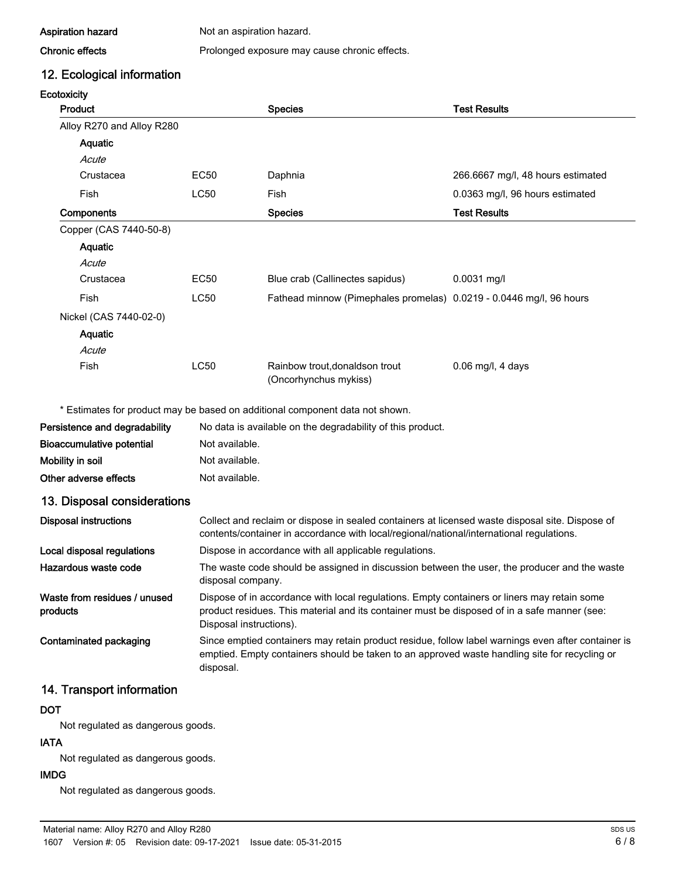**Aspiration hazard** Not an aspiration hazard.

**Chronic effects** Prolonged exposure may cause chronic effects.

## 12. Ecological information

**Ecotoxicity**

| Product | | Species | Test Results |
|---|---|---|---|
| Alloy R270 and Alloy R280 | | | |
| **Aquatic** | | | |
| *Acute* | | | |
| Crustacea | EC50 | Daphnia | 266.6667 mg/l, 48 hours estimated |
| Fish | LC50 | Fish | 0.0363 mg/l, 96 hours estimated |

| Components | | Species | Test Results |
|---|---|---|---|
| Copper (CAS 7440-50-8) | | | |
| **Aquatic** | | | |
| *Acute* | | | |
| Crustacea | EC50 | Blue crab (Callinectes sapidus) | 0.0031 mg/l |
| Fish | LC50 | Fathead minnow (Pimephales promelas) | 0.0219 - 0.0446 mg/l, 96 hours |
| Nickel (CAS 7440-02-0) | | | |
| **Aquatic** | | | |
| *Acute* | | | |
| Fish | LC50 | Rainbow trout,donaldson trout (Oncorhynchus mykiss) | 0.06 mg/l, 4 days |

* Estimates for product may be based on additional component data not shown.

**Persistence and degradability** No data is available on the degradability of this product.

**Bioaccumulative potential** Not available.

**Mobility in soil** Not available.

**Other adverse effects** Not available.

## 13. Disposal considerations

**Disposal instructions** Collect and reclaim or dispose in sealed containers at licensed waste disposal site. Dispose of contents/container in accordance with local/regional/national/international regulations.

**Local disposal regulations** Dispose in accordance with all applicable regulations.

**Hazardous waste code** The waste code should be assigned in discussion between the user, the producer and the waste disposal company.

**Waste from residues / unused products** Dispose of in accordance with local regulations. Empty containers or liners may retain some product residues. This material and its container must be disposed of in a safe manner (see: Disposal instructions).

**Contaminated packaging** Since emptied containers may retain product residue, follow label warnings even after container is emptied. Empty containers should be taken to an approved waste handling site for recycling or disposal.

## 14. Transport information

**DOT**

Not regulated as dangerous goods.

**IATA**

Not regulated as dangerous goods.

**IMDG**

Not regulated as dangerous goods.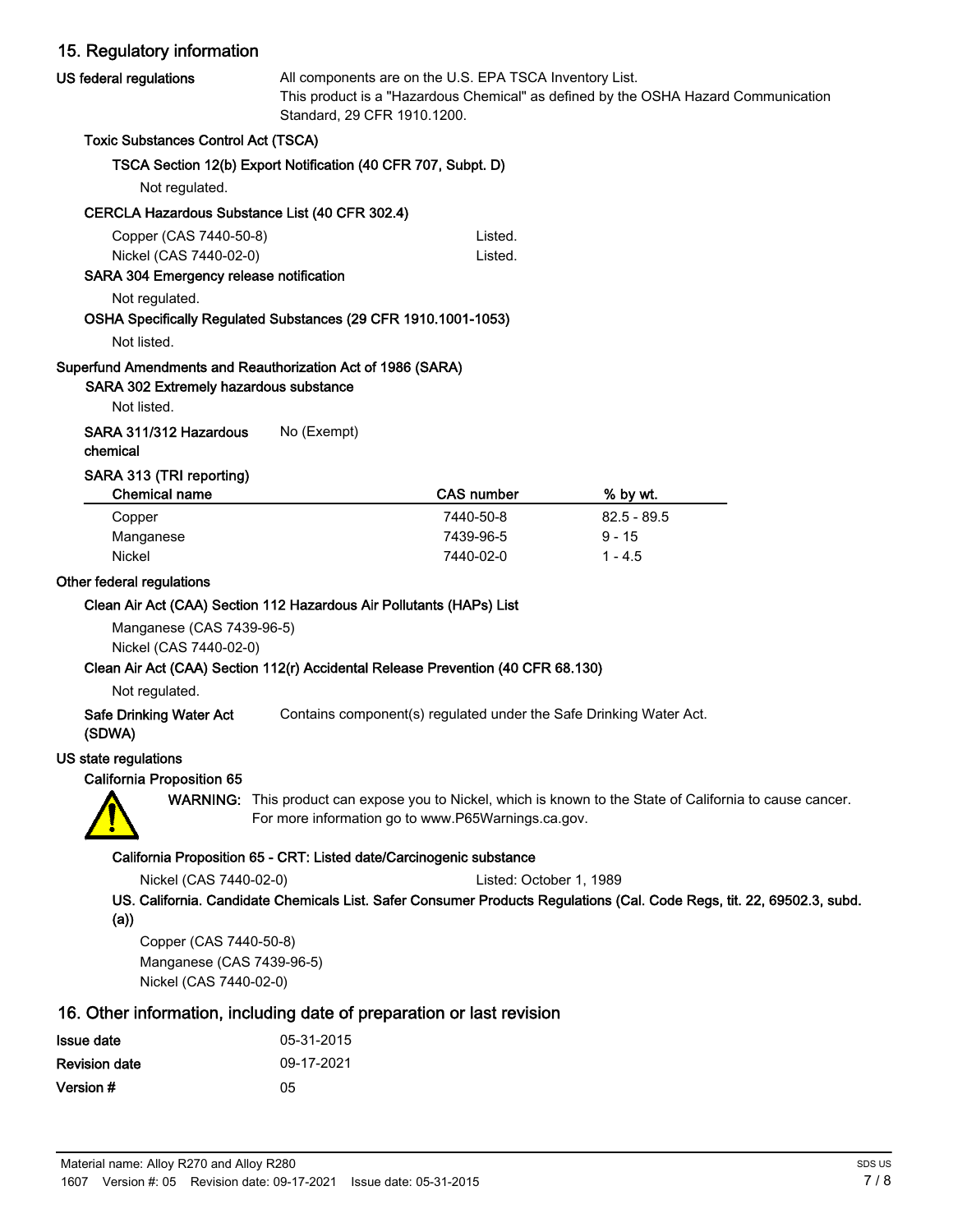## 15. Regulatory information

**US federal regulations**

All components are on the U.S. EPA TSCA Inventory List.
This product is a "Hazardous Chemical" as defined by the OSHA Hazard Communication Standard, 29 CFR 1910.1200.

**Toxic Substances Control Act (TSCA)**

**TSCA Section 12(b) Export Notification (40 CFR 707, Subpt. D)**

Not regulated.

**CERCLA Hazardous Substance List (40 CFR 302.4)**

| | |
|---|---|
| Copper (CAS 7440-50-8) | Listed. |
| Nickel (CAS 7440-02-0) | Listed. |

**SARA 304 Emergency release notification**

Not regulated.

**OSHA Specifically Regulated Substances (29 CFR 1910.1001-1053)**

Not listed.

**Superfund Amendments and Reauthorization Act of 1986 (SARA)**

**SARA 302 Extremely hazardous substance**

Not listed.

**SARA 311/312 Hazardous chemical** No (Exempt)

**SARA 313 (TRI reporting)**

| Chemical name | CAS number | % by wt. |
|---|---|---|
| Copper | 7440-50-8 | 82.5 - 89.5 |
| Manganese | 7439-96-5 | 9 - 15 |
| Nickel | 7440-02-0 | 1 - 4.5 |

**Other federal regulations**

**Clean Air Act (CAA) Section 112 Hazardous Air Pollutants (HAPs) List**

Manganese (CAS 7439-96-5)
Nickel (CAS 7440-02-0)

**Clean Air Act (CAA) Section 112(r) Accidental Release Prevention (40 CFR 68.130)**

Not regulated.

**Safe Drinking Water Act (SDWA)** Contains component(s) regulated under the Safe Drinking Water Act.

**US state regulations**

**California Proposition 65**

**WARNING:** This product can expose you to Nickel, which is known to the State of California to cause cancer. For more information go to www.P65Warnings.ca.gov.

**California Proposition 65 - CRT: Listed date/Carcinogenic substance**

Nickel (CAS 7440-02-0) Listed: October 1, 1989

**US. California. Candidate Chemicals List. Safer Consumer Products Regulations (Cal. Code Regs, tit. 22, 69502.3, subd. (a))**

Copper (CAS 7440-50-8)
Manganese (CAS 7439-96-5)
Nickel (CAS 7440-02-0)

## 16. Other information, including date of preparation or last revision

| | |
|---|---|
| **Issue date** | 05-31-2015 |
| **Revision date** | 09-17-2021 |
| **Version #** | 05 |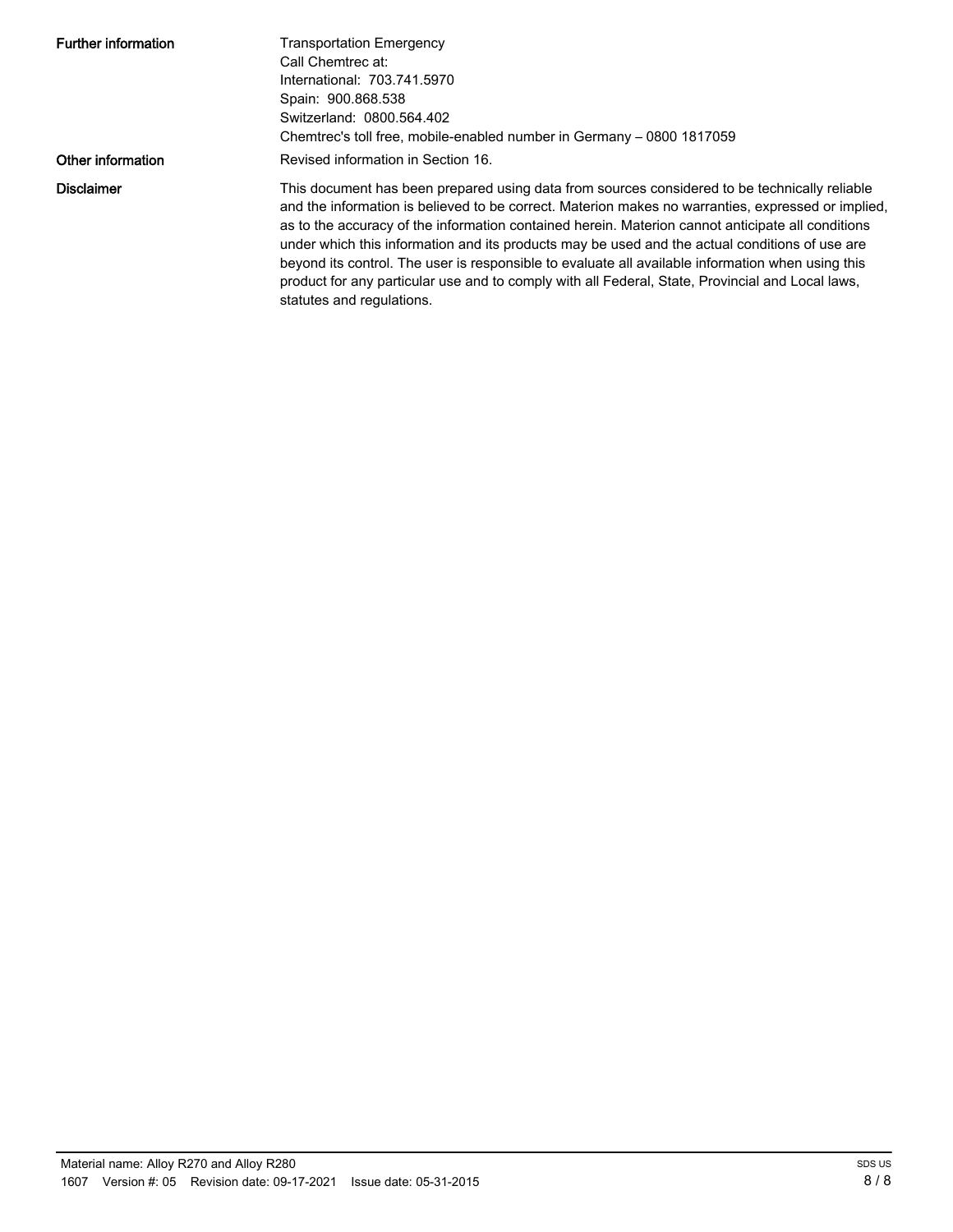**Further information**

Transportation Emergency
Call Chemtrec at:
International: 703.741.5970
Spain: 900.868.538
Switzerland: 0800.564.402
Chemtrec's toll free, mobile-enabled number in Germany – 0800 1817059

**Other information**

Revised information in Section 16.

**Disclaimer**

This document has been prepared using data from sources considered to be technically reliable and the information is believed to be correct. Materion makes no warranties, expressed or implied, as to the accuracy of the information contained herein. Materion cannot anticipate all conditions under which this information and its products may be used and the actual conditions of use are beyond its control. The user is responsible to evaluate all available information when using this product for any particular use and to comply with all Federal, State, Provincial and Local laws, statutes and regulations.